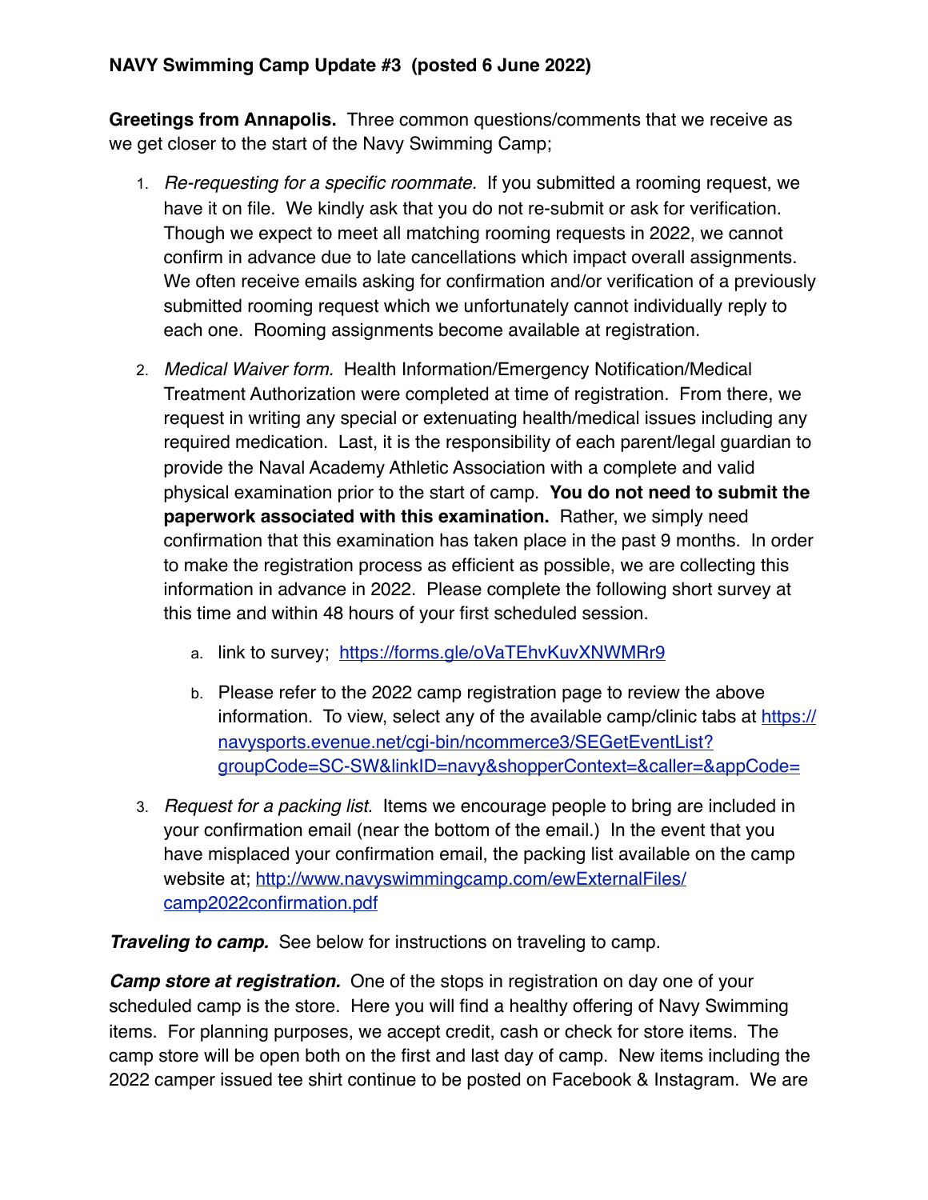**NAVY Swimming Camp Update #3 (posted 6 June 2022)**

**Greetings from Annapolis.** Three common questions/comments that we receive as we get closer to the start of the Navy Swimming Camp;

1. *Re-requesting for a specific roommate.* If you submitted a rooming request, we have it on file. We kindly ask that you do not re-submit or ask for verification. Though we expect to meet all matching rooming requests in 2022, we cannot confirm in advance due to late cancellations which impact overall assignments. We often receive emails asking for confirmation and/or verification of a previously submitted rooming request which we unfortunately cannot individually reply to each one. Rooming assignments become available at registration.

2. *Medical Waiver form.* Health Information/Emergency Notification/Medical Treatment Authorization were completed at time of registration. From there, we request in writing any special or extenuating health/medical issues including any required medication. Last, it is the responsibility of each parent/legal guardian to provide the Naval Academy Athletic Association with a complete and valid physical examination prior to the start of camp. **You do not need to submit the paperwork associated with this examination.** Rather, we simply need confirmation that this examination has taken place in the past 9 months. In order to make the registration process as efficient as possible, we are collecting this information in advance in 2022. Please complete the following short survey at this time and within 48 hours of your first scheduled session.

   a. link to survey; [https://forms.gle/oVaTEhvKuvXNWMRr9](https://forms.gle/oVaTEhvKuvXNWMRr9)

   b. Please refer to the 2022 camp registration page to review the above information. To view, select any of the available camp/clinic tabs at [https://navysports.evenue.net/cgi-bin/ncommerce3/SEGetEventList?groupCode=SC-SW&linkID=navy&shopperContext=&caller=&appCode=](https://navysports.evenue.net/cgi-bin/ncommerce3/SEGetEventList?groupCode=SC-SW&linkID=navy&shopperContext=&caller=&appCode=)

3. *Request for a packing list.* Items we encourage people to bring are included in your confirmation email (near the bottom of the email.) In the event that you have misplaced your confirmation email, the packing list available on the camp website at; [http://www.navyswimmingcamp.com/ewExternalFiles/camp2022confirmation.pdf](http://www.navyswimmingcamp.com/ewExternalFiles/camp2022confirmation.pdf)

***Traveling to camp.*** See below for instructions on traveling to camp.

***Camp store at registration.*** One of the stops in registration on day one of your scheduled camp is the store. Here you will find a healthy offering of Navy Swimming items. For planning purposes, we accept credit, cash or check for store items. The camp store will be open both on the first and last day of camp. New items including the 2022 camper issued tee shirt continue to be posted on Facebook & Instagram. We are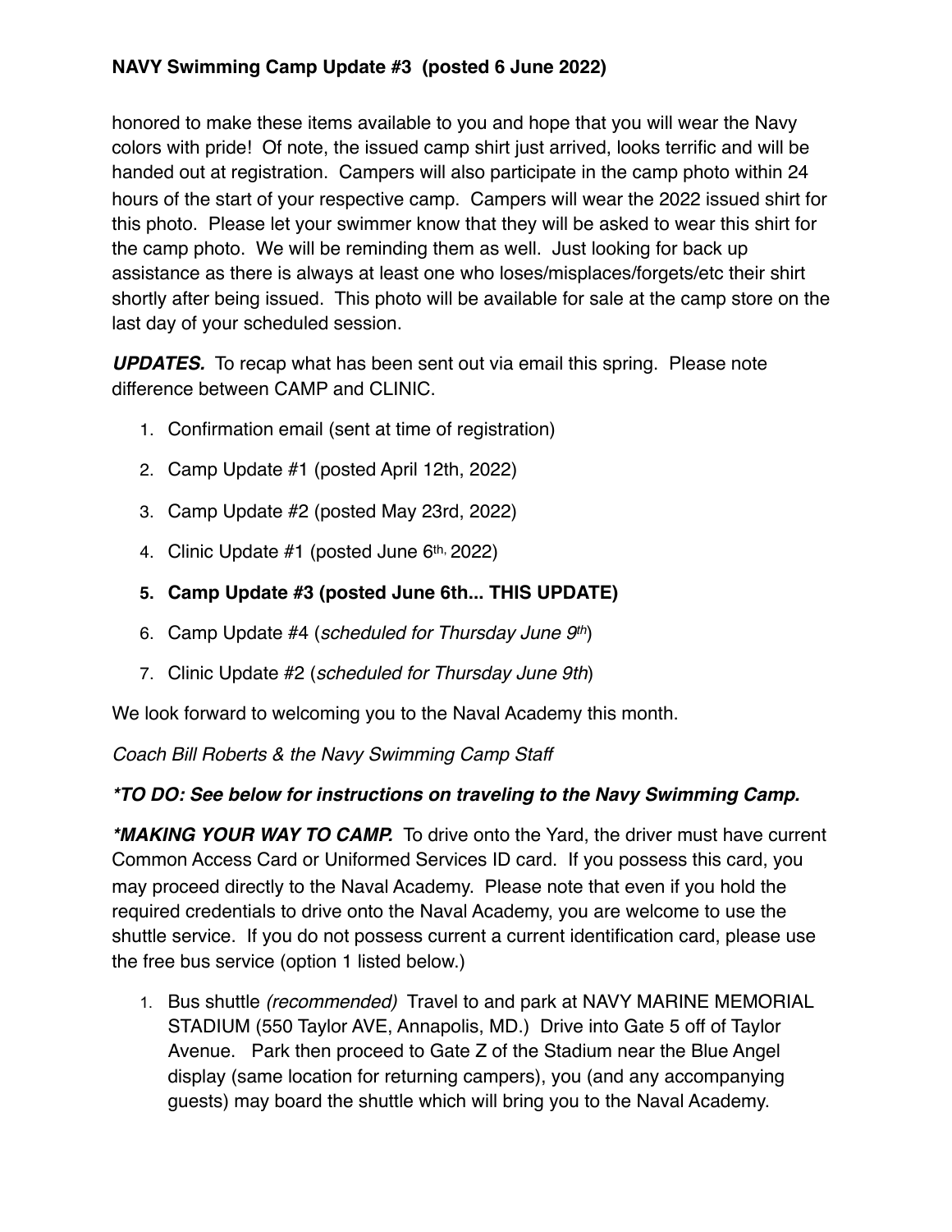honored to make these items available to you and hope that you will wear the Navy colors with pride! Of note, the issued camp shirt just arrived, looks terrific and will be handed out at registration. Campers will also participate in the camp photo within 24 hours of the start of your respective camp. Campers will wear the 2022 issued shirt for this photo. Please let your swimmer know that they will be asked to wear this shirt for the camp photo. We will be reminding them as well. Just looking for back up assistance as there is always at least one who loses/misplaces/forgets/etc their shirt shortly after being issued. This photo will be available for sale at the camp store on the last day of your scheduled session.

***UPDATES.*** To recap what has been sent out via email this spring. Please note difference between CAMP and CLINIC.

1. Confirmation email (sent at time of registration)
2. Camp Update #1 (posted April 12th, 2022)
3. Camp Update #2 (posted May 23rd, 2022)
4. Clinic Update #1 (posted June 6th, 2022)
5. **Camp Update #3 (posted June 6th... THIS UPDATE)**
6. Camp Update #4 (*scheduled for Thursday June 9th*)
7. Clinic Update #2 (*scheduled for Thursday June 9th*)

We look forward to welcoming you to the Naval Academy this month.

*Coach Bill Roberts & the Navy Swimming Camp Staff*

***\*TO DO: See below for instructions on traveling to the Navy Swimming Camp.***

***\*MAKING YOUR WAY TO CAMP.*** To drive onto the Yard, the driver must have current Common Access Card or Uniformed Services ID card. If you possess this card, you may proceed directly to the Naval Academy. Please note that even if you hold the required credentials to drive onto the Naval Academy, you are welcome to use the shuttle service. If you do not possess current a current identification card, please use the free bus service (option 1 listed below.)

1. Bus shuttle *(recommended)* Travel to and park at NAVY MARINE MEMORIAL STADIUM (550 Taylor AVE, Annapolis, MD.) Drive into Gate 5 off of Taylor Avenue. Park then proceed to Gate Z of the Stadium near the Blue Angel display (same location for returning campers), you (and any accompanying guests) may board the shuttle which will bring you to the Naval Academy.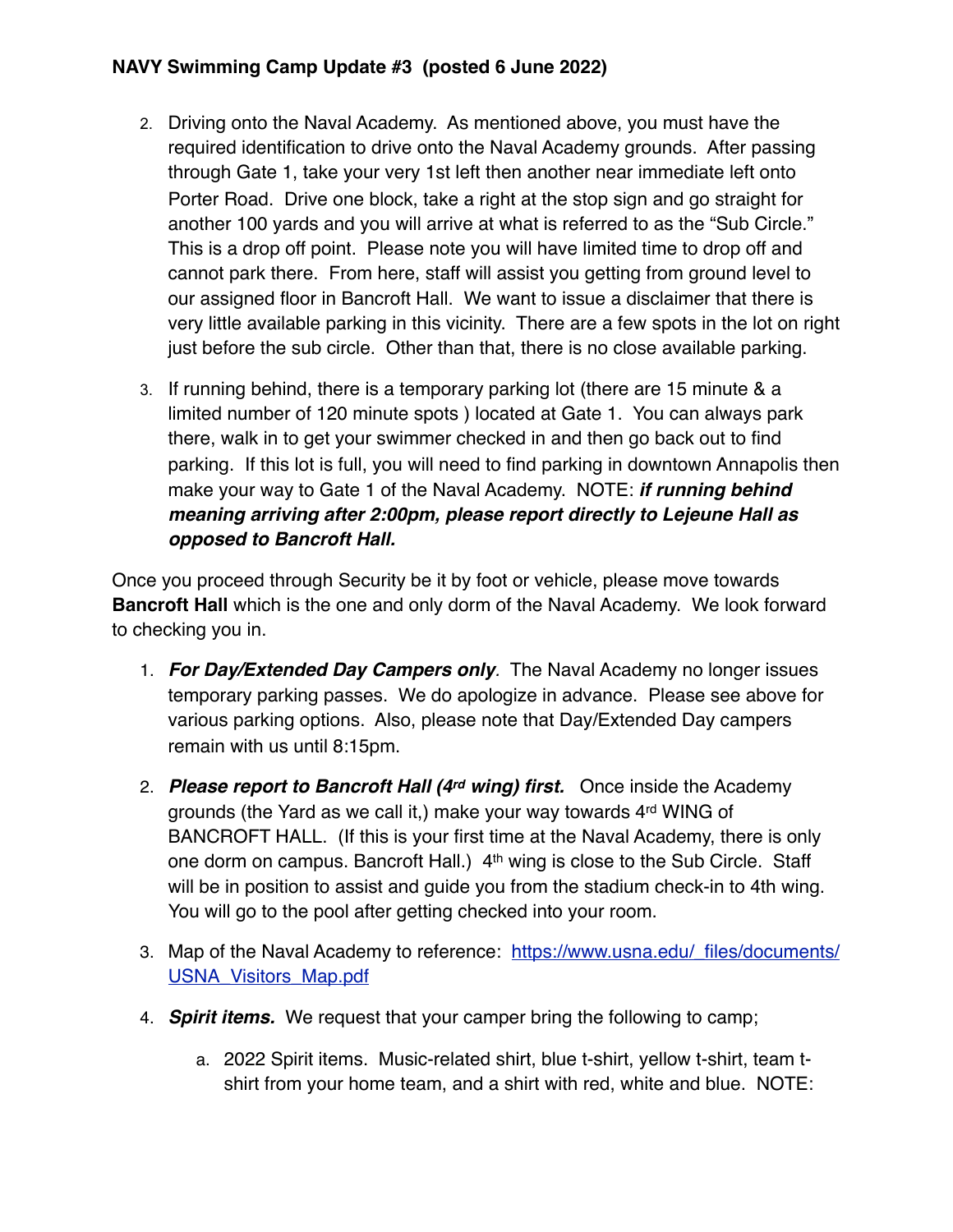**NAVY Swimming Camp Update #3 (posted 6 June 2022)**

2. Driving onto the Naval Academy. As mentioned above, you must have the required identification to drive onto the Naval Academy grounds. After passing through Gate 1, take your very 1st left then another near immediate left onto Porter Road. Drive one block, take a right at the stop sign and go straight for another 100 yards and you will arrive at what is referred to as the "Sub Circle." This is a drop off point. Please note you will have limited time to drop off and cannot park there. From here, staff will assist you getting from ground level to our assigned floor in Bancroft Hall. We want to issue a disclaimer that there is very little available parking in this vicinity. There are a few spots in the lot on right just before the sub circle. Other than that, there is no close available parking.

3. If running behind, there is a temporary parking lot (there are 15 minute & a limited number of 120 minute spots ) located at Gate 1. You can always park there, walk in to get your swimmer checked in and then go back out to find parking. If this lot is full, you will need to find parking in downtown Annapolis then make your way to Gate 1 of the Naval Academy. NOTE: ***if running behind meaning arriving after 2:00pm, please report directly to Lejeune Hall as opposed to Bancroft Hall.***

Once you proceed through Security be it by foot or vehicle, please move towards **Bancroft Hall** which is the one and only dorm of the Naval Academy. We look forward to checking you in.

1. ***For Day/Extended Day Campers only***. The Naval Academy no longer issues temporary parking passes. We do apologize in advance. Please see above for various parking options. Also, please note that Day/Extended Day campers remain with us until 8:15pm.

2. ***Please report to Bancroft Hall (4rd wing) first.*** Once inside the Academy grounds (the Yard as we call it,) make your way towards 4rd WING of BANCROFT HALL. (If this is your first time at the Naval Academy, there is only one dorm on campus. Bancroft Hall.) 4th wing is close to the Sub Circle. Staff will be in position to assist and guide you from the stadium check-in to 4th wing. You will go to the pool after getting checked into your room.

3. Map of the Naval Academy to reference: [https://www.usna.edu/_files/documents/USNA_Visitors_Map.pdf](https://www.usna.edu/_files/documents/USNA_Visitors_Map.pdf)

4. ***Spirit items.*** We request that your camper bring the following to camp;

   a. 2022 Spirit items. Music-related shirt, blue t-shirt, yellow t-shirt, team t-shirt from your home team, and a shirt with red, white and blue. NOTE: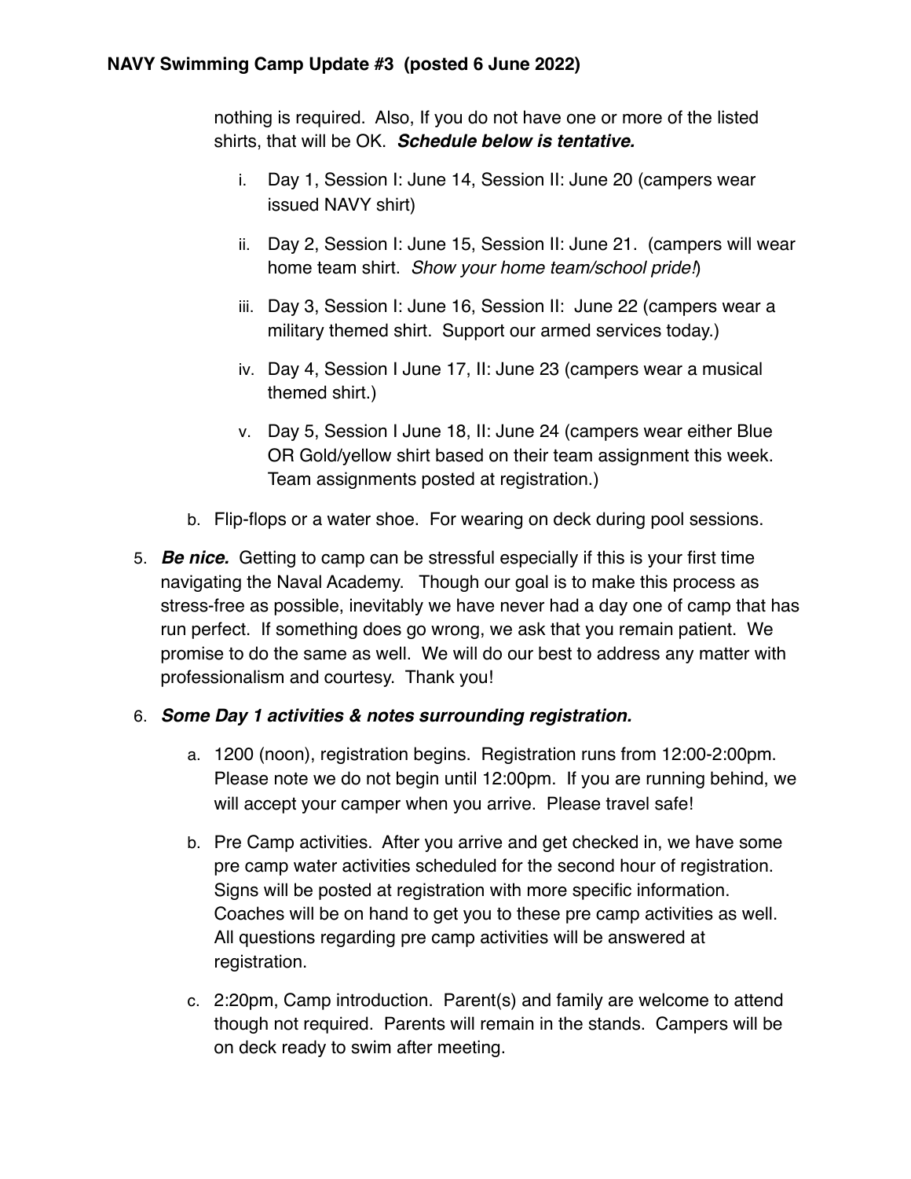nothing is required. Also, If you do not have one or more of the listed shirts, that will be OK. ***Schedule below is tentative.***

   i. Day 1, Session I: June 14, Session II: June 20 (campers wear issued NAVY shirt)

   ii. Day 2, Session I: June 15, Session II: June 21. (campers will wear home team shirt. *Show your home team/school pride!*)

   iii. Day 3, Session I: June 16, Session II: June 22 (campers wear a military themed shirt. Support our armed services today.)

   iv. Day 4, Session I June 17, II: June 23 (campers wear a musical themed shirt.)

   v. Day 5, Session I June 18, II: June 24 (campers wear either Blue OR Gold/yellow shirt based on their team assignment this week. Team assignments posted at registration.)

b. Flip-flops or a water shoe. For wearing on deck during pool sessions.

5. ***Be nice.*** Getting to camp can be stressful especially if this is your first time navigating the Naval Academy. Though our goal is to make this process as stress-free as possible, inevitably we have never had a day one of camp that has run perfect. If something does go wrong, we ask that you remain patient. We promise to do the same as well. We will do our best to address any matter with professionalism and courtesy. Thank you!

6. ***Some Day 1 activities & notes surrounding registration.***

   a. 1200 (noon), registration begins. Registration runs from 12:00-2:00pm. Please note we do not begin until 12:00pm. If you are running behind, we will accept your camper when you arrive. Please travel safe!

   b. Pre Camp activities. After you arrive and get checked in, we have some pre camp water activities scheduled for the second hour of registration. Signs will be posted at registration with more specific information. Coaches will be on hand to get you to these pre camp activities as well. All questions regarding pre camp activities will be answered at registration.

   c. 2:20pm, Camp introduction. Parent(s) and family are welcome to attend though not required. Parents will remain in the stands. Campers will be on deck ready to swim after meeting.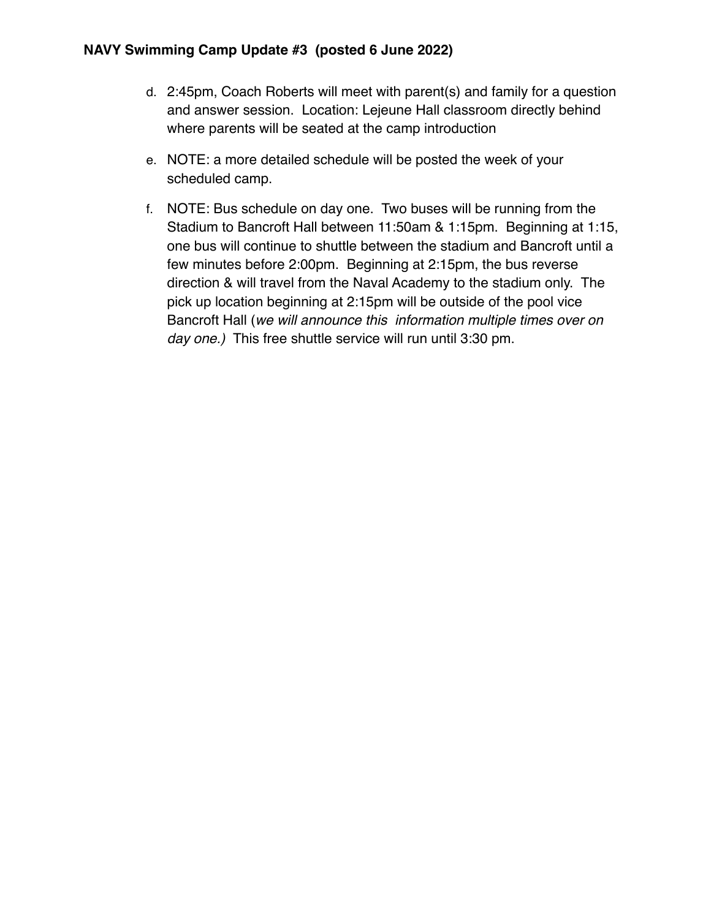d. 2:45pm, Coach Roberts will meet with parent(s) and family for a question and answer session. Location: Lejeune Hall classroom directly behind where parents will be seated at the camp introduction

e. NOTE: a more detailed schedule will be posted the week of your scheduled camp.

f. NOTE: Bus schedule on day one. Two buses will be running from the Stadium to Bancroft Hall between 11:50am & 1:15pm. Beginning at 1:15, one bus will continue to shuttle between the stadium and Bancroft until a few minutes before 2:00pm. Beginning at 2:15pm, the bus reverse direction & will travel from the Naval Academy to the stadium only. The pick up location beginning at 2:15pm will be outside of the pool vice Bancroft Hall (*we will announce this information multiple times over on day one.)* This free shuttle service will run until 3:30 pm.